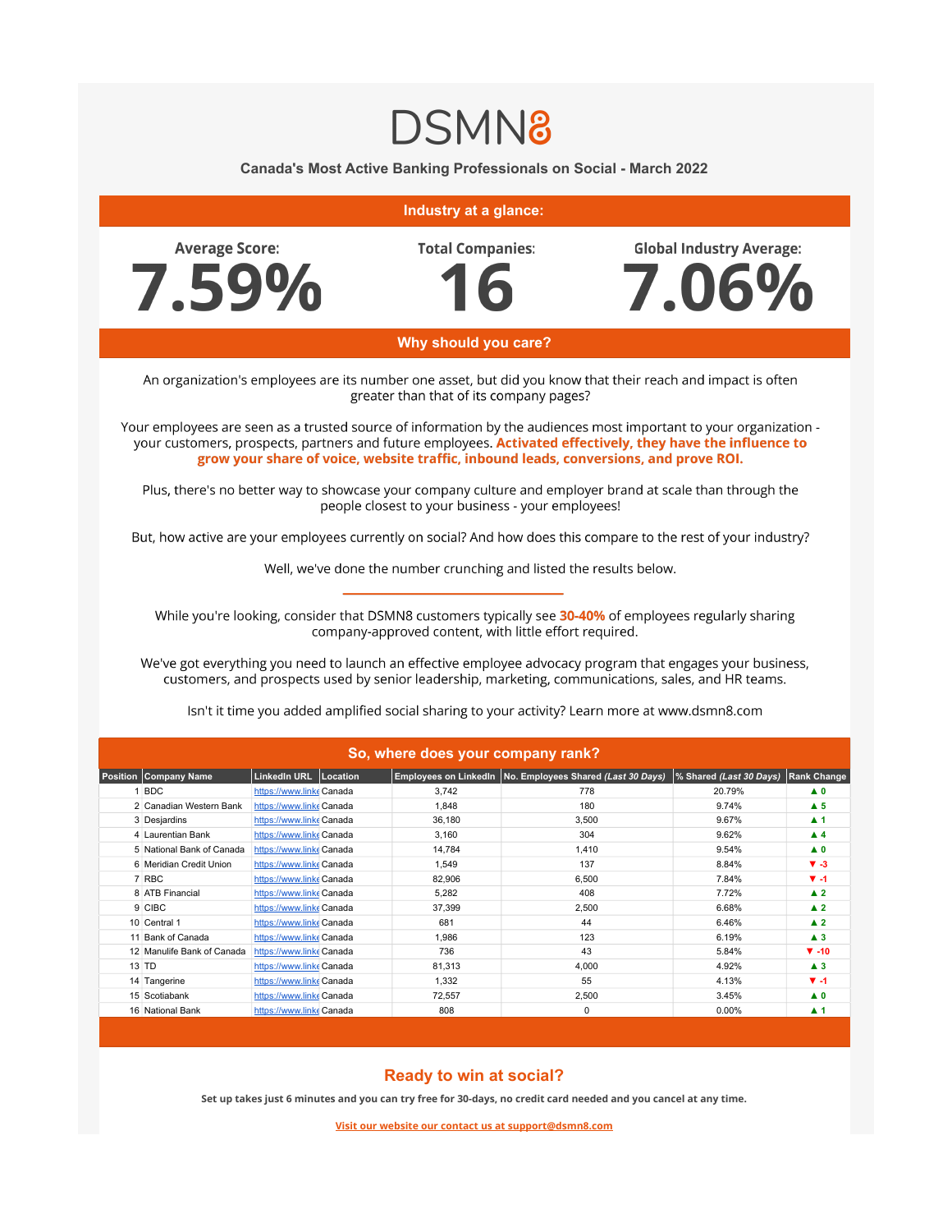# DSMN8

**Canada's Most Active Banking Professionals on Social - March 2022**

## Industry at a glance:

| Average Score: | Total Companies: | Global Industry Average: |
|---|---|---|
| **7.59%** | **16** | **7.06%** |

## Why should you care?

An organization's employees are its number one asset, but did you know that their reach and impact is often greater than that of its company pages?

Your employees are seen as a trusted source of information by the audiences most important to your organization - your customers, prospects, partners and future employees. **Activated effectively, they have the influence to grow your share of voice, website traffic, inbound leads, conversions, and prove ROI.**

Plus, there's no better way to showcase your company culture and employer brand at scale than through the people closest to your business - your employees!

But, how active are your employees currently on social? And how does this compare to the rest of your industry?

Well, we've done the number crunching and listed the results below.

---

While you're looking, consider that DSMN8 customers typically see **30-40%** of employees regularly sharing company-approved content, with little effort required.

We've got everything you need to launch an effective employee advocacy program that engages your business, customers, and prospects used by senior leadership, marketing, communications, sales, and HR teams.

Isn't it time you added amplified social sharing to your activity? Learn more at www.dsmn8.com

## So, where does your company rank?

| Position | Company Name | LinkedIn URL | Location | Employees on LinkedIn | No. Employees Shared *(Last 30 Days)* | % Shared *(Last 30 Days)* | Rank Change |
|---|---|---|---|---|---|---|---|
| 1 | BDC | https://www.linke | Canada | 3,742 | 778 | 20.79% | ▲ 0 |
| 2 | Canadian Western Bank | https://www.linke | Canada | 1,848 | 180 | 9.74% | ▲ 5 |
| 3 | Desjardins | https://www.linke | Canada | 36,180 | 3,500 | 9.67% | ▲ 1 |
| 4 | Laurentian Bank | https://www.linke | Canada | 3,160 | 304 | 9.62% | ▲ 4 |
| 5 | National Bank of Canada | https://www.linke | Canada | 14,784 | 1,410 | 9.54% | ▲ 0 |
| 6 | Meridian Credit Union | https://www.linke | Canada | 1,549 | 137 | 8.84% | ▼ -3 |
| 7 | RBC | https://www.linke | Canada | 82,906 | 6,500 | 7.84% | ▼ -1 |
| 8 | ATB Financial | https://www.linke | Canada | 5,282 | 408 | 7.72% | ▲ 2 |
| 9 | CIBC | https://www.linke | Canada | 37,399 | 2,500 | 6.68% | ▲ 2 |
| 10 | Central 1 | https://www.linke | Canada | 681 | 44 | 6.46% | ▲ 2 |
| 11 | Bank of Canada | https://www.linke | Canada | 1,986 | 123 | 6.19% | ▲ 3 |
| 12 | Manulife Bank of Canada | https://www.linke | Canada | 736 | 43 | 5.84% | ▼ -10 |
| 13 | TD | https://www.linke | Canada | 81,313 | 4,000 | 4.92% | ▲ 3 |
| 14 | Tangerine | https://www.linke | Canada | 1,332 | 55 | 4.13% | ▼ -1 |
| 15 | Scotiabank | https://www.linke | Canada | 72,557 | 2,500 | 3.45% | ▲ 0 |
| 16 | National Bank | https://www.linke | Canada | 808 | 0 | 0.00% | ▲ 1 |

## Ready to win at social?

**Set up takes just 6 minutes and you can try free for 30-days, no credit card needed and you cancel at any time.**

**Visit our website our contact us at support@dsmn8.com**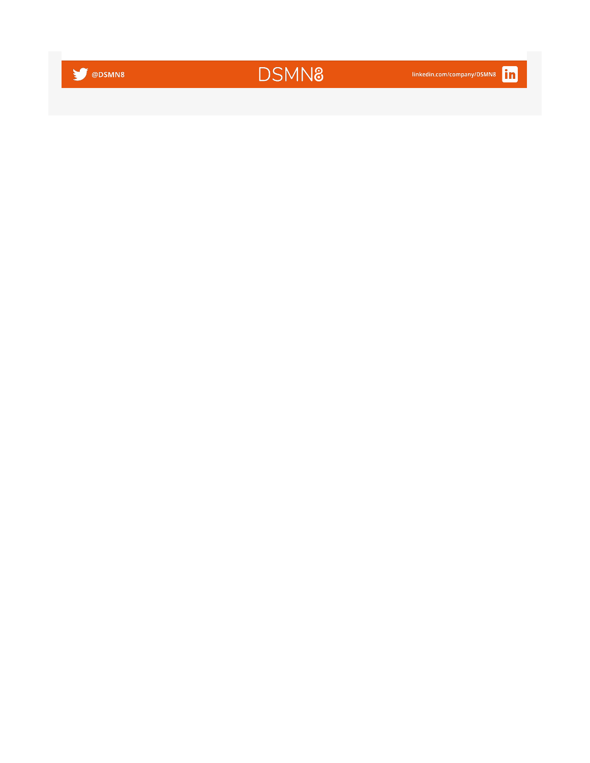@DSMN8

DSMN8

linkedin.com/company/DSMN8